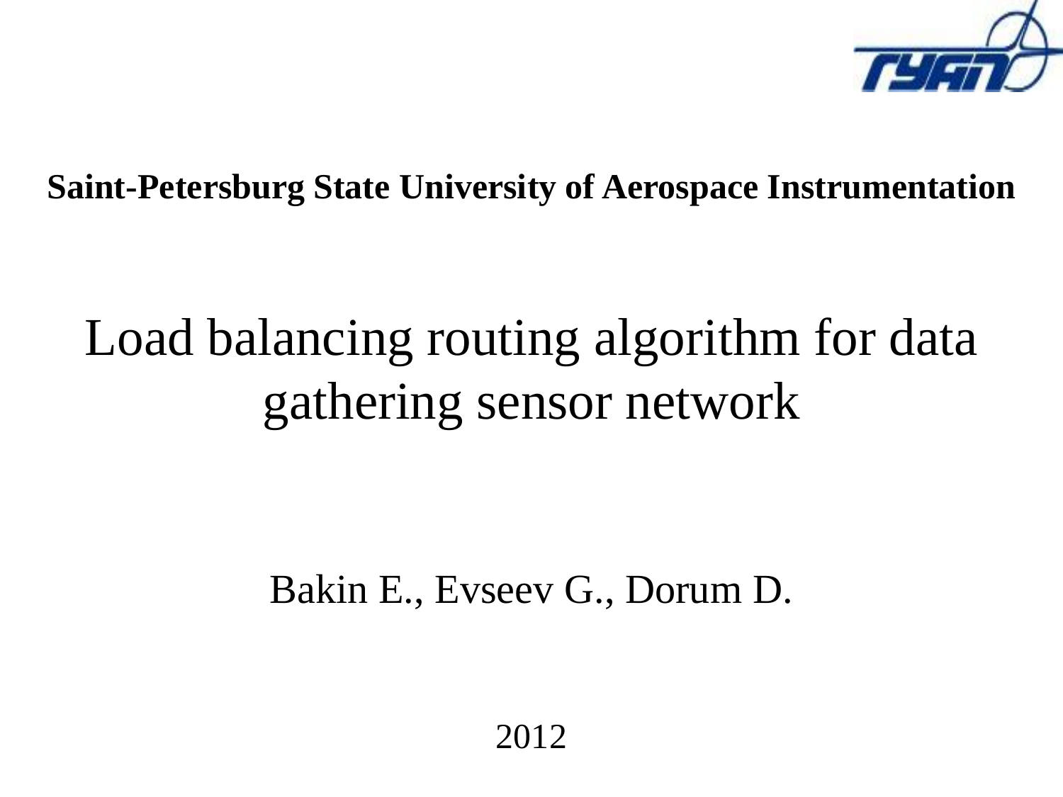**Saint-Petersburg State University of Aerospace Instrumentation**

# Load balancing routing algorithm for data gathering sensor network

Bakin E., Evseev G., Dorum D.

2012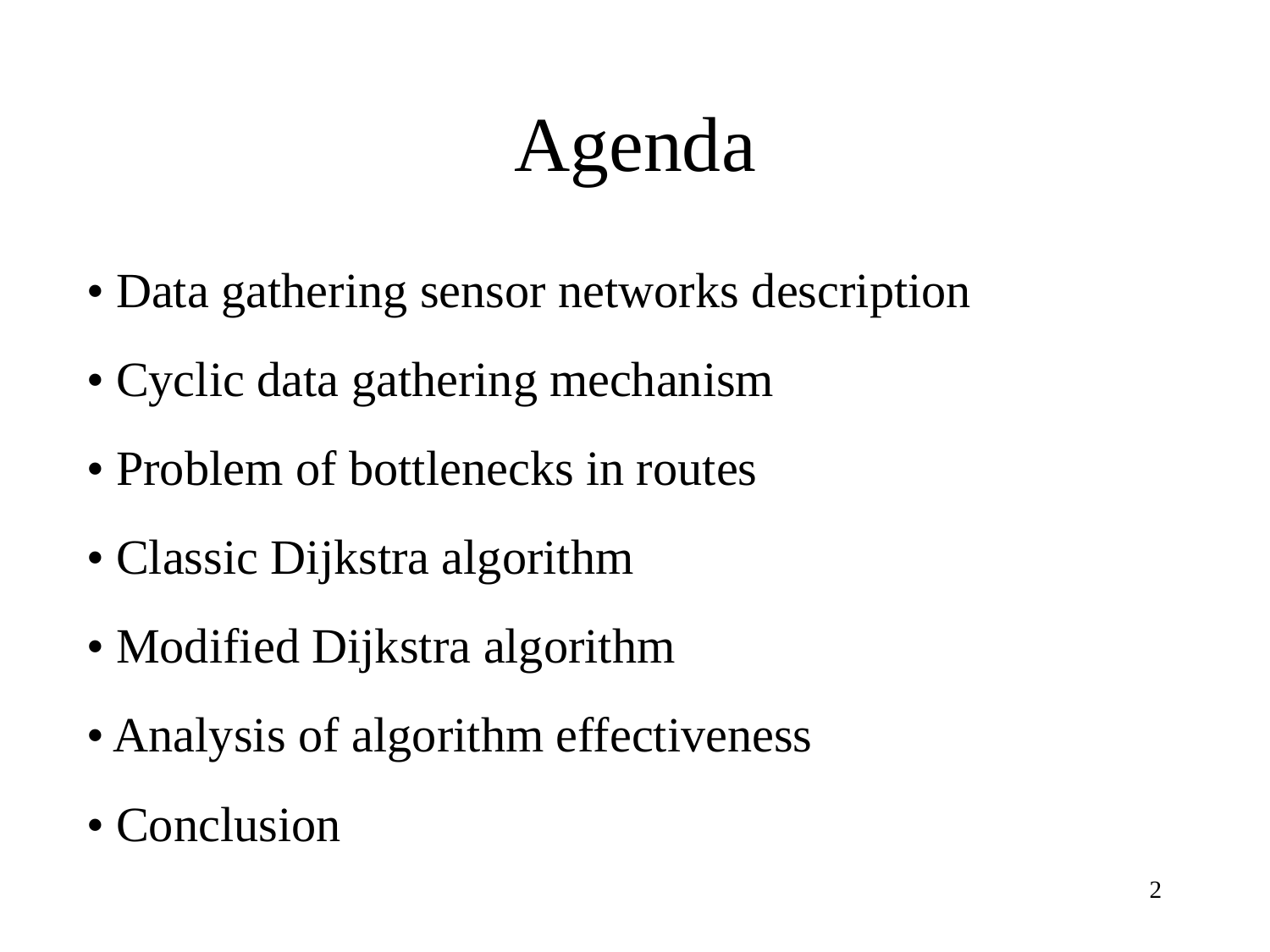# Agenda

- Data gathering sensor networks description
- Cyclic data gathering mechanism
- Problem of bottlenecks in routes
- Classic Dijkstra algorithm
- Modified Dijkstra algorithm
- Analysis of algorithm effectiveness
- Conclusion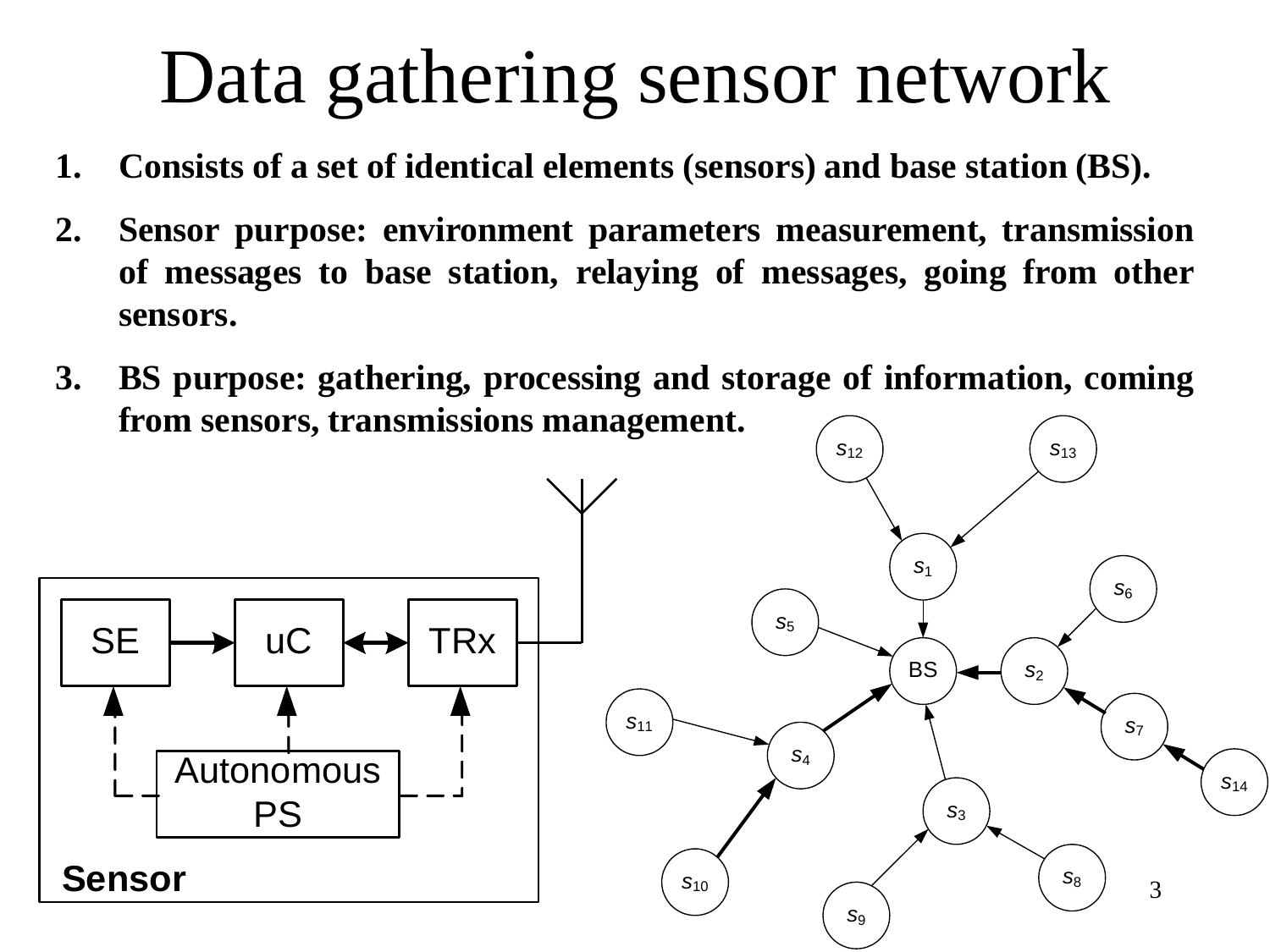# Data gathering sensor network

1. **Consists of a set of identical elements (sensors) and base station (BS).**
2. **Sensor purpose: environment parameters measurement, transmission of messages to base station, relaying of messages, going from other sensors.**
3. **BS purpose: gathering, processing and storage of information, coming from sensors, transmissions management.**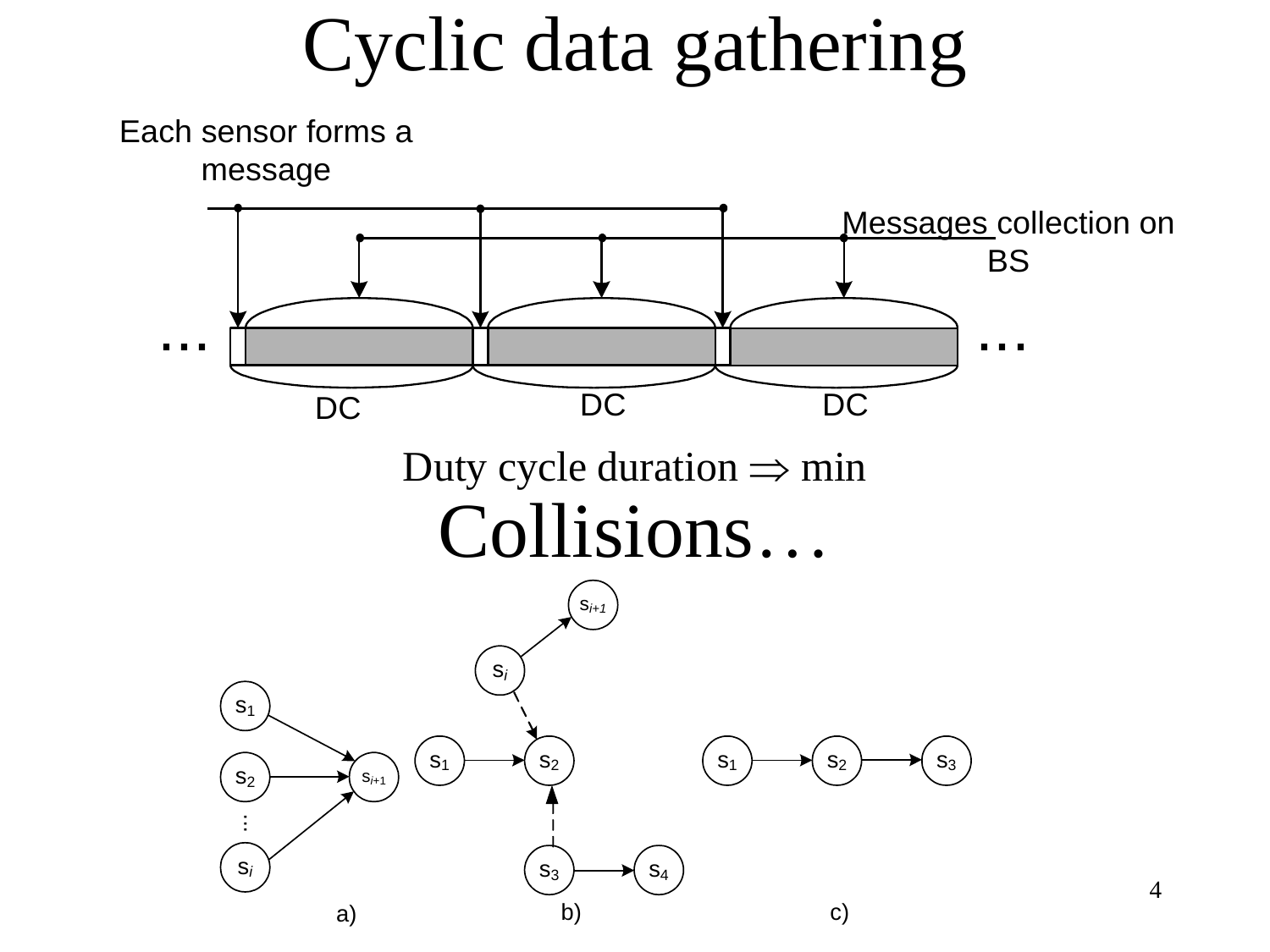# Cyclic data gathering

Each sensor forms a message

Messages collection on BS

DC

DC

DC

Duty cycle duration $\Rightarrow$ min

# Collisions…

a)

b)

c)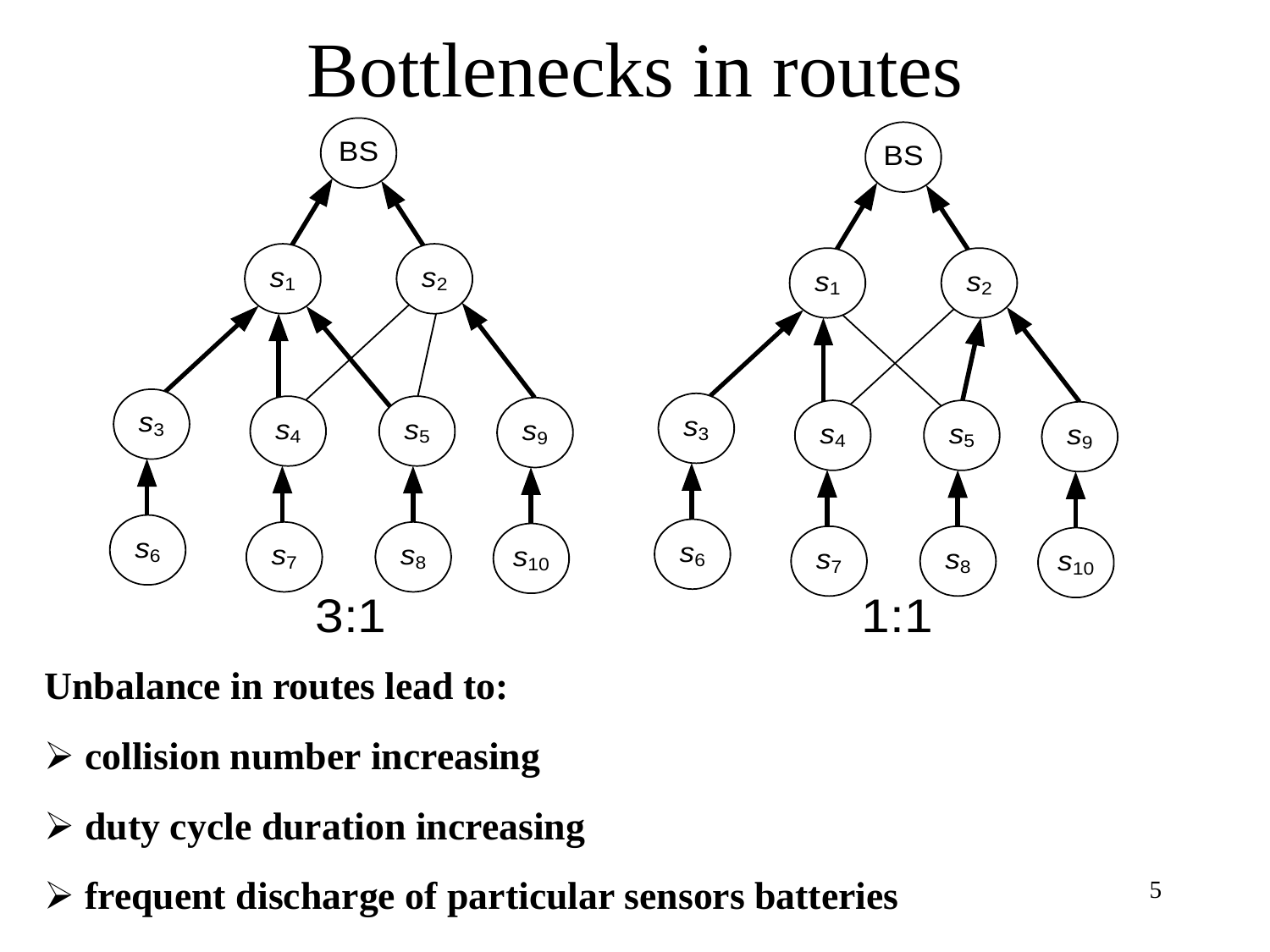# Bottlenecks in routes

3:1

1:1

**Unbalance in routes lead to:**

- **collision number increasing**
- **duty cycle duration increasing**
- **frequent discharge of particular sensors batteries**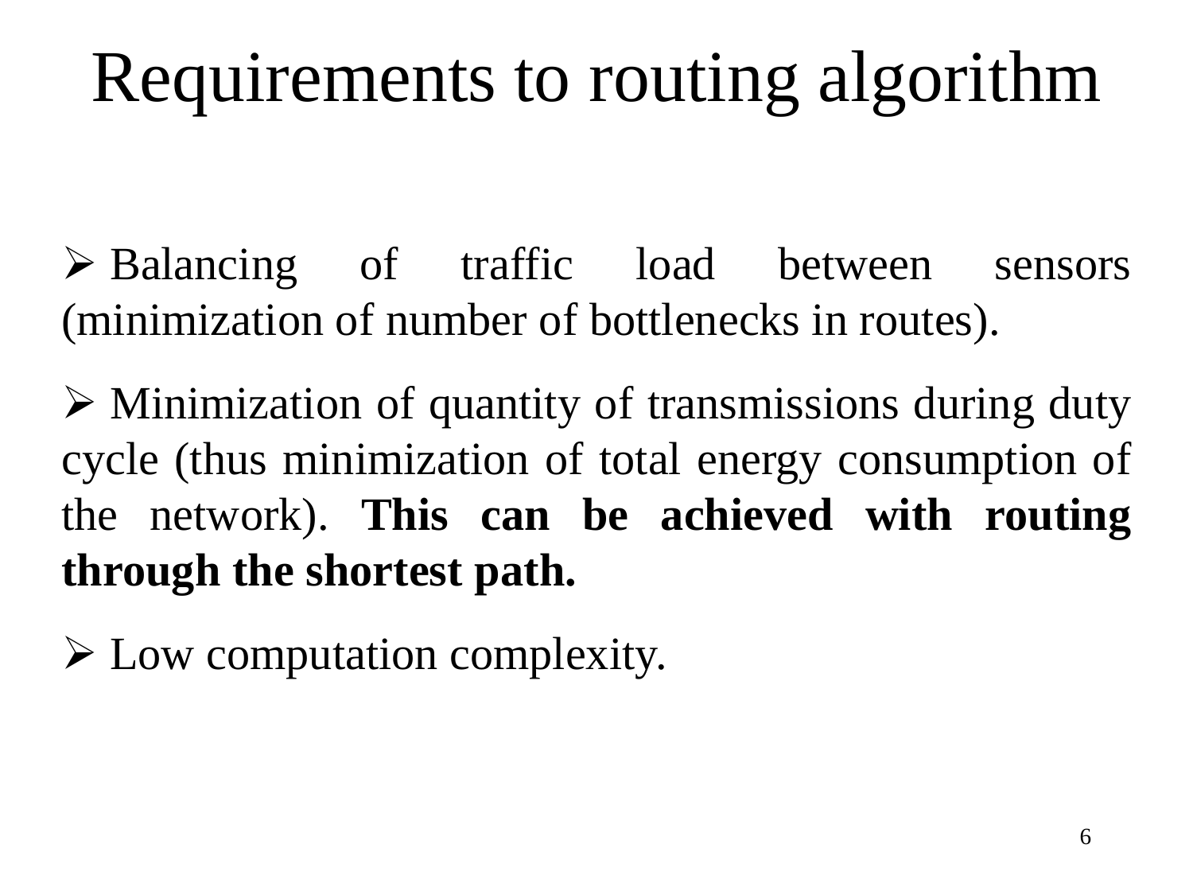# Requirements to routing algorithm

- Balancing of traffic load between sensors (minimization of number of bottlenecks in routes).
- Minimization of quantity of transmissions during duty cycle (thus minimization of total energy consumption of the network). **This can be achieved with routing through the shortest path.**
- Low computation complexity.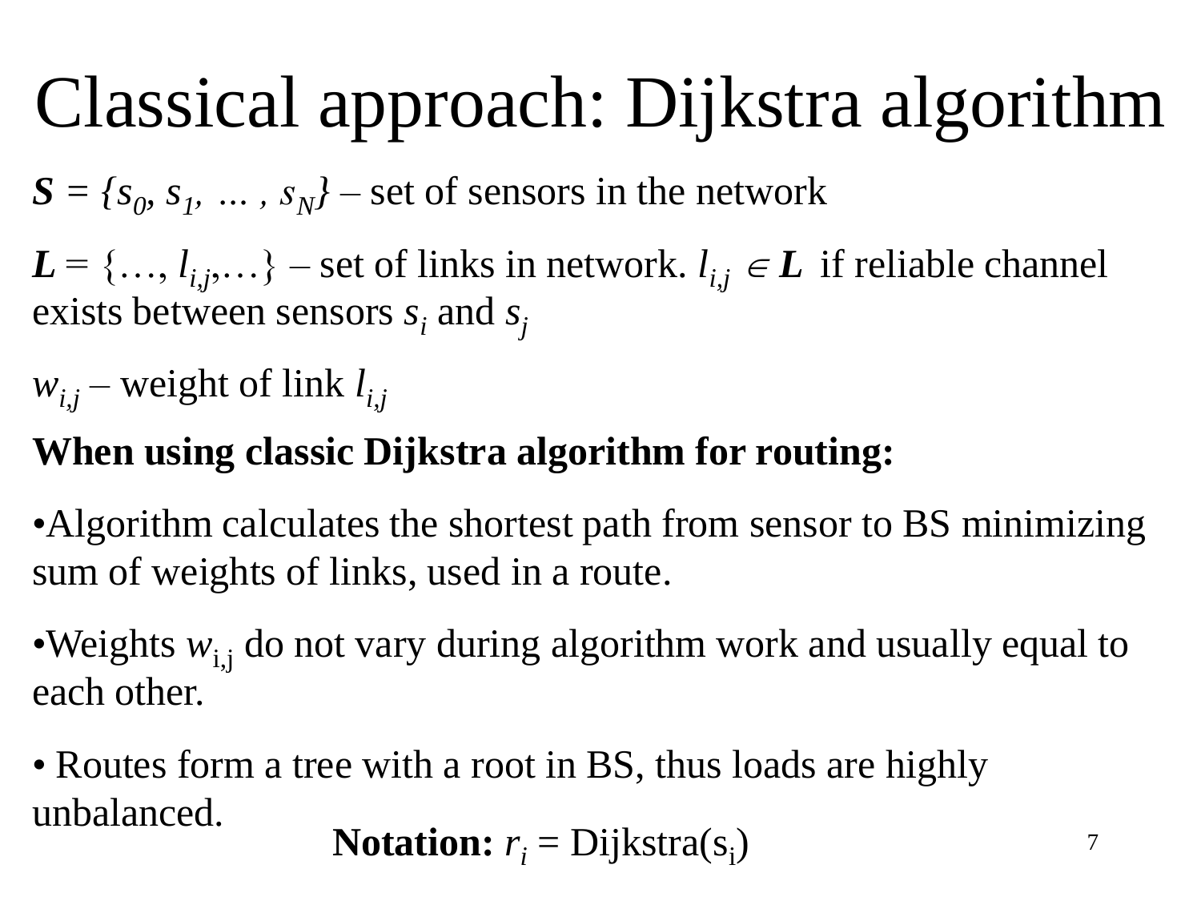# Classical approach: Dijkstra algorithm

$\boldsymbol{S} = \{s_0, s_1, \ldots, s_N\}$ – set of sensors in the network

$\boldsymbol{L} = \{\ldots, l_{i,j}, \ldots\}$ – set of links in network. $l_{i,j} \in \boldsymbol{L}$ if reliable channel exists between sensors $s_i$ and $s_j$

$w_{i,j}$ – weight of link $l_{i,j}$

**When using classic Dijkstra algorithm for routing:**

- Algorithm calculates the shortest path from sensor to BS minimizing sum of weights of links, used in a route.
- Weights $w_{i,j}$ do not vary during algorithm work and usually equal to each other.
- Routes form a tree with a root in BS, thus loads are highly unbalanced.

**Notation:** $r_i$ = Dijkstra($s_i$)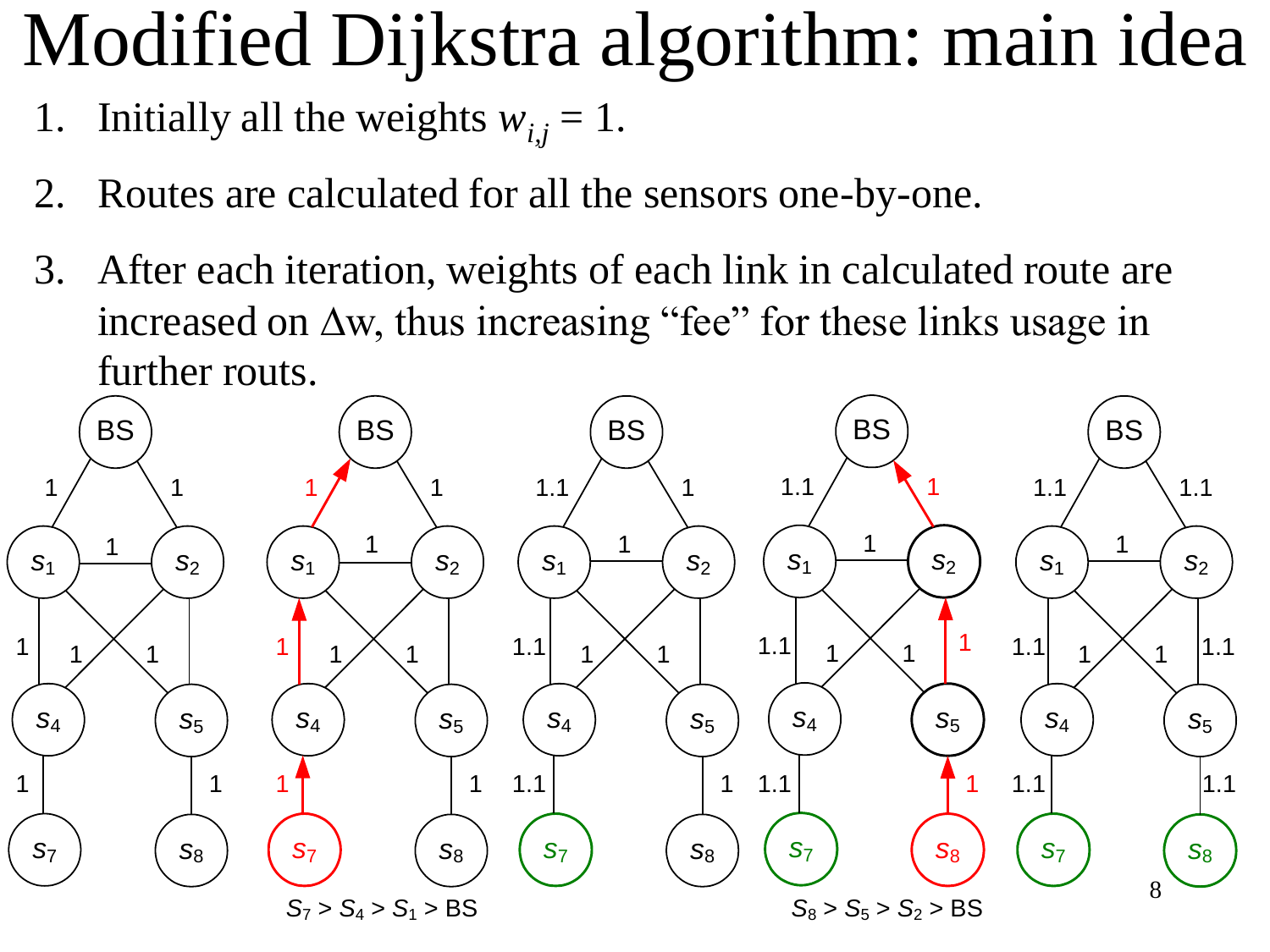# Modified Dijkstra algorithm: main idea

1. Initially all the weights $w_{i,j} = 1$.
2. Routes are calculated for all the sensors one-by-one.
3. After each iteration, weights of each link in calculated route are increased on $\Delta$w, thus increasing "fee" for these links usage in further routs.

$S_7 > S_4 > S_1 >$ BS

$S_8 > S_5 > S_2 >$ BS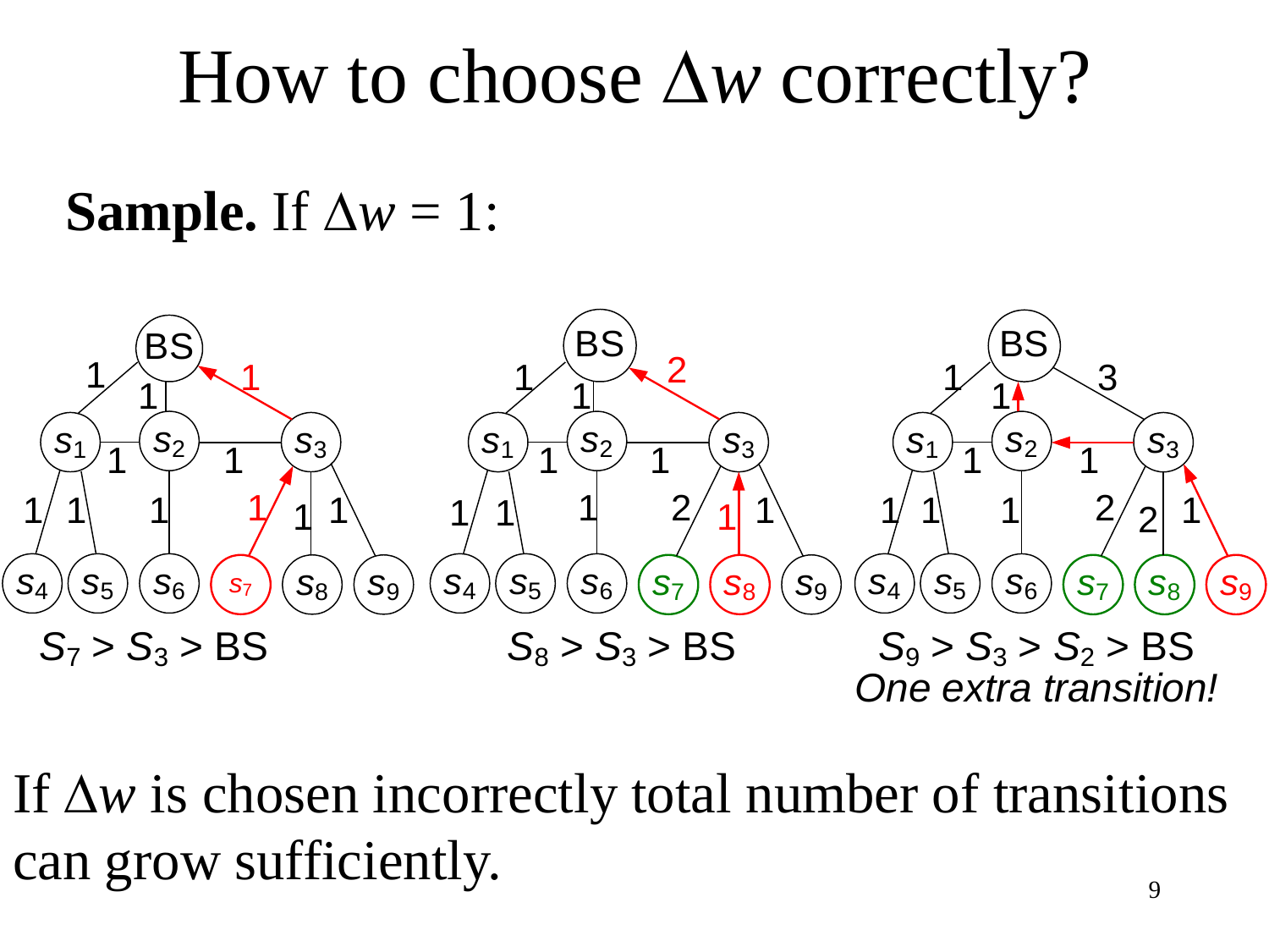# How to choose $\Delta w$ correctly?

**Sample.** If $\Delta w = 1$:

$S_7 > S_3 > BS$

$S_8 > S_3 > BS$

$S_9 > S_3 > S_2 > BS$

*One extra transition!*

If $\Delta w$ is chosen incorrectly total number of transitions can grow sufficiently.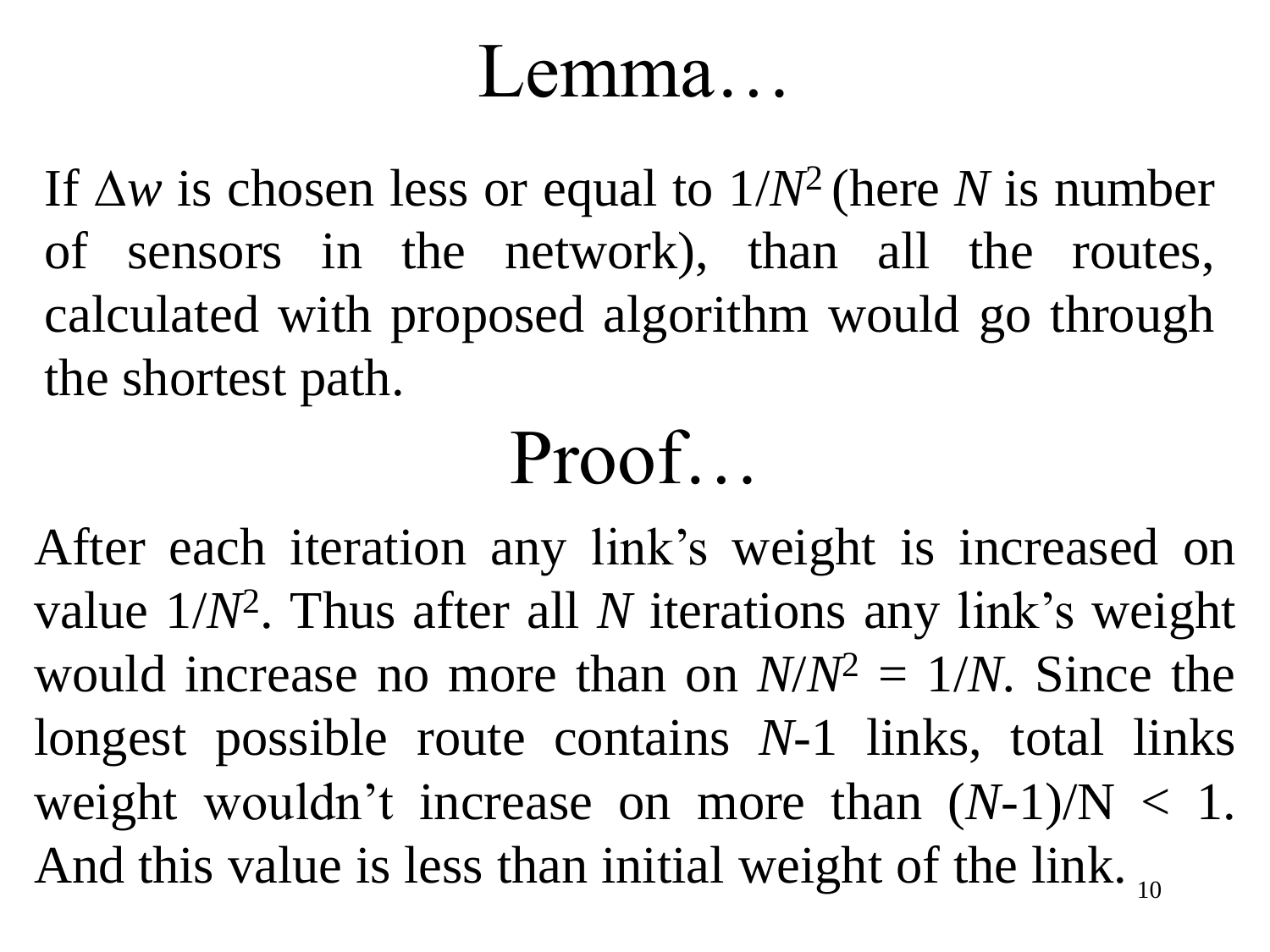# Lemma…

If $\Delta w$ is chosen less or equal to $1/N^2$ (here $N$ is number of sensors in the network), than all the routes, calculated with proposed algorithm would go through the shortest path.

# Proof…

After each iteration any link's weight is increased on value $1/N^2$. Thus after all $N$ iterations any link's weight would increase no more than on $N/N^2 = 1/N$. Since the longest possible route contains $N$-1 links, total links weight wouldn't increase on more than $(N-1)/N < 1$. And this value is less than initial weight of the link.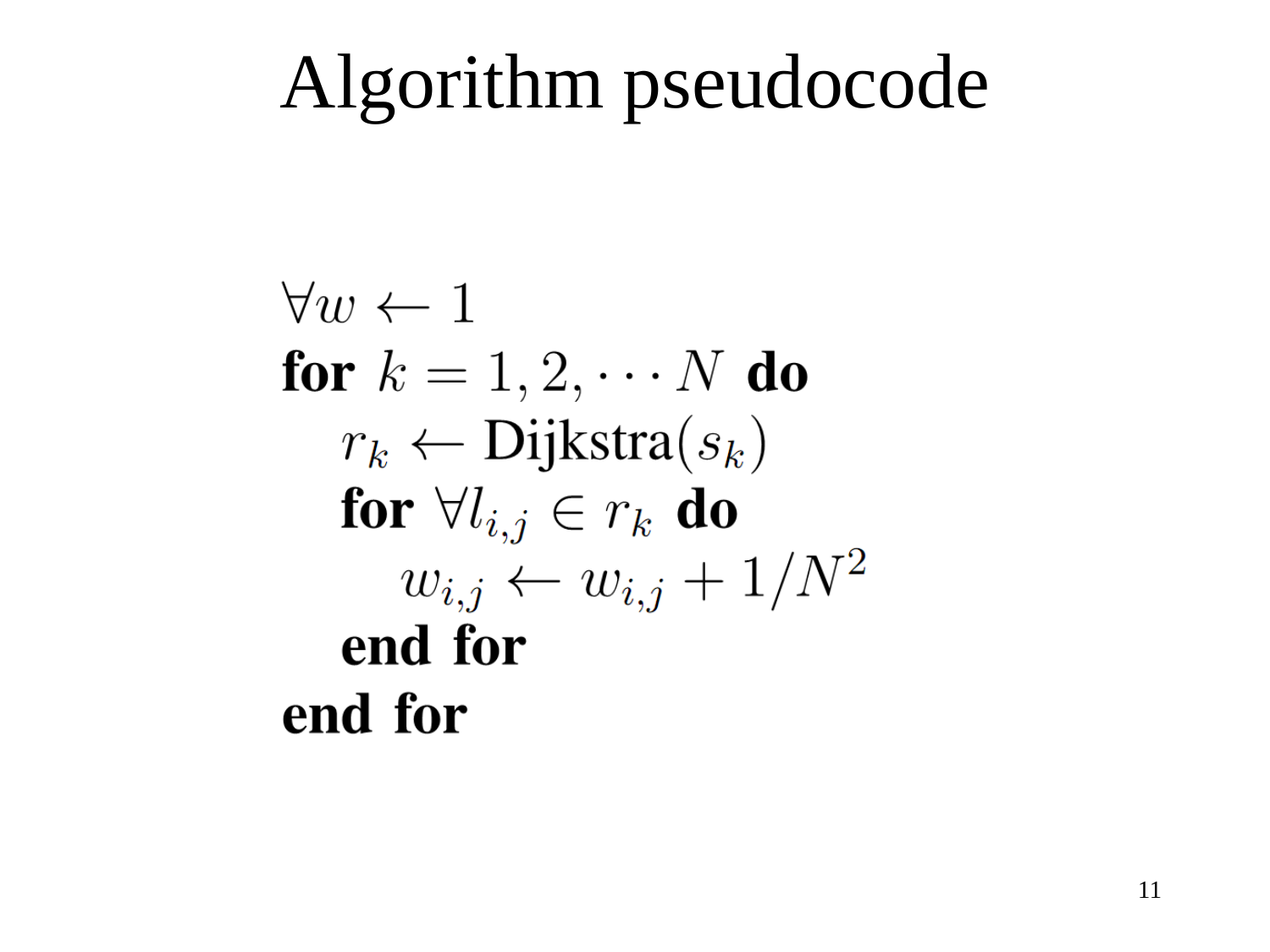# Algorithm pseudocode

$\forall w \leftarrow 1$
**for** $k = 1, 2, \cdots N$ **do**
  $r_k \leftarrow \text{Dijkstra}(s_k)$
  **for** $\forall l_{i,j} \in r_k$ **do**
    $w_{i,j} \leftarrow w_{i,j} + 1/N^2$
  **end for**
**end for**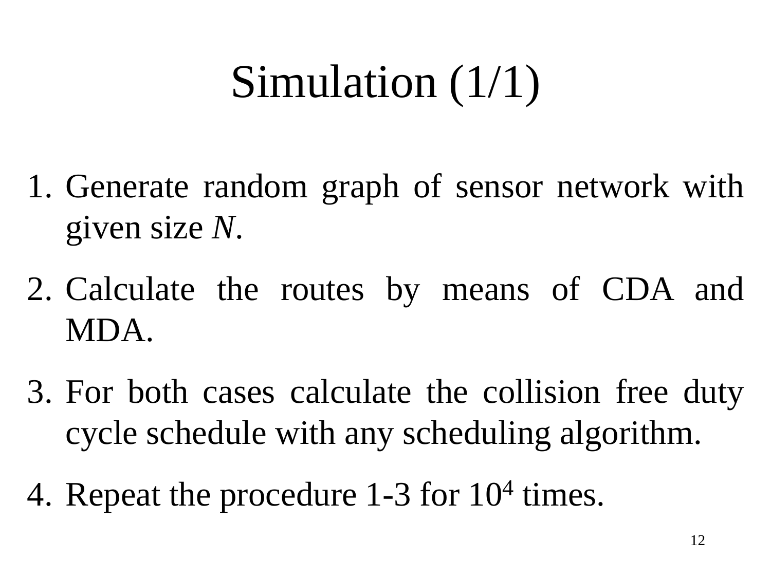# Simulation (1/1)

1. Generate random graph of sensor network with given size *N*.
2. Calculate the routes by means of CDA and MDA.
3. For both cases calculate the collision free duty cycle schedule with any scheduling algorithm.
4. Repeat the procedure 1-3 for $10^4$ times.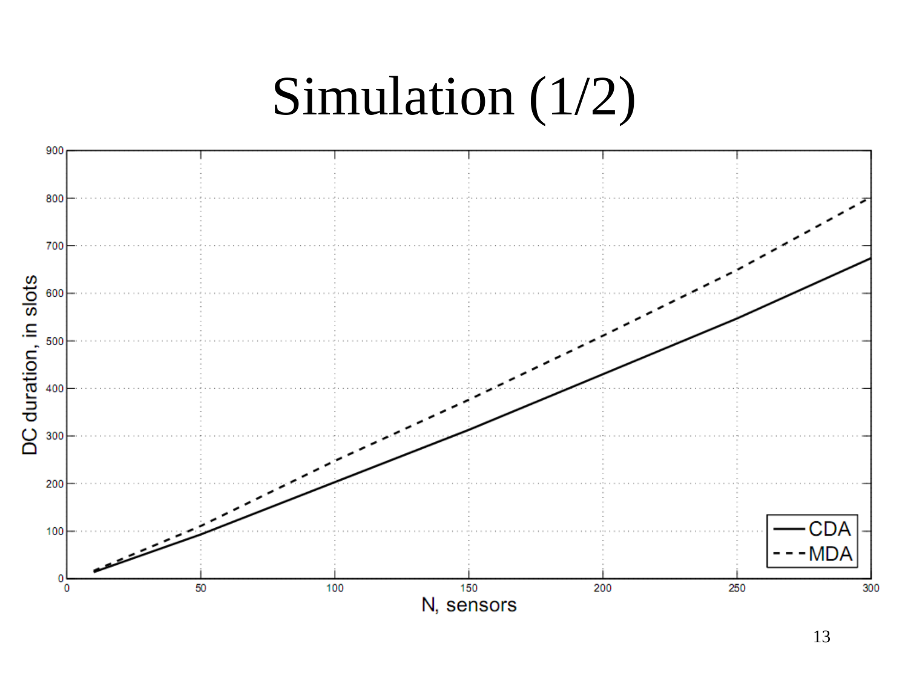# Simulation (1/2)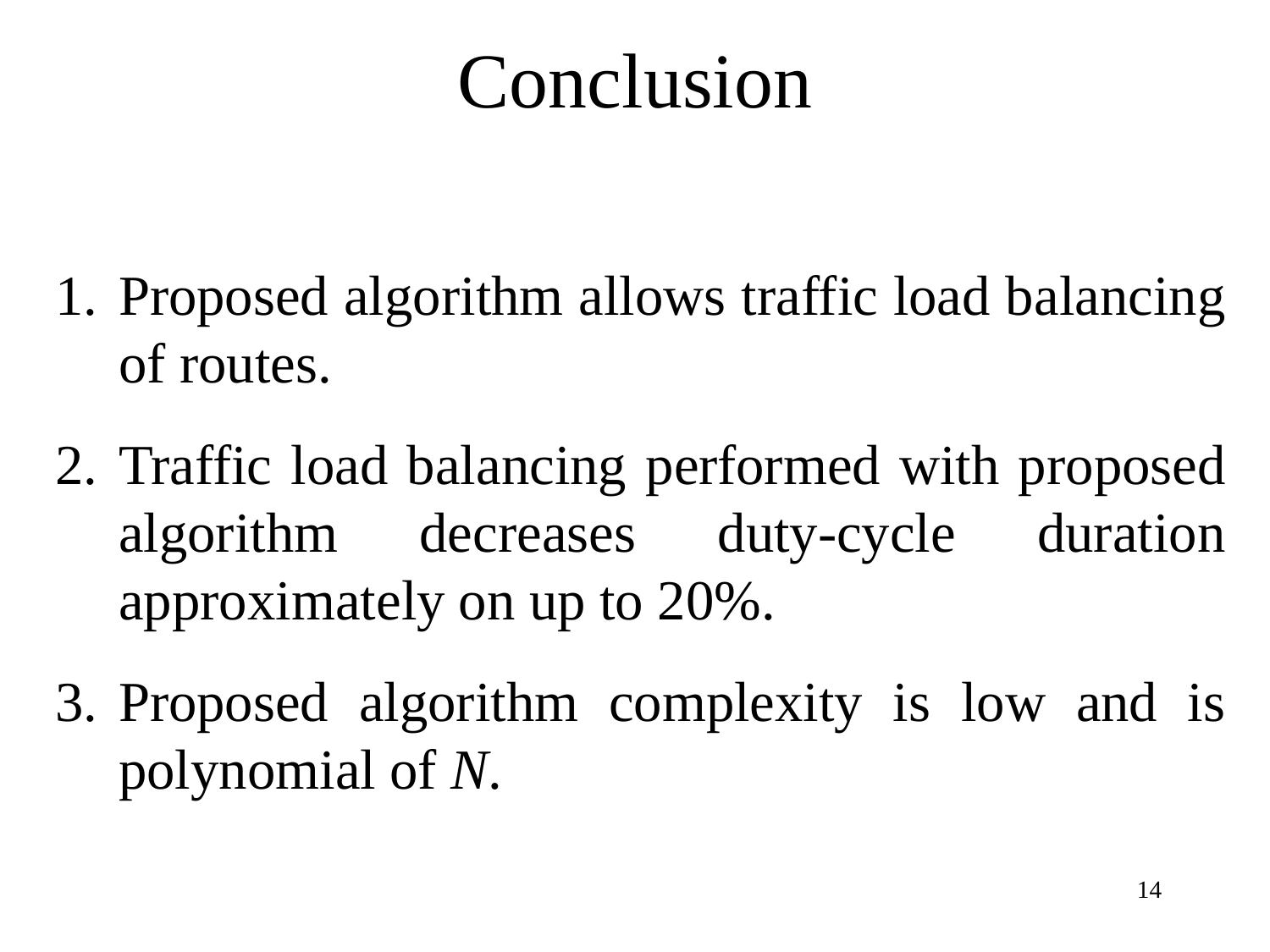# Conclusion

1. Proposed algorithm allows traffic load balancing of routes.
2. Traffic load balancing performed with proposed algorithm decreases duty-cycle duration approximately on up to 20%.
3. Proposed algorithm complexity is low and is polynomial of $N$.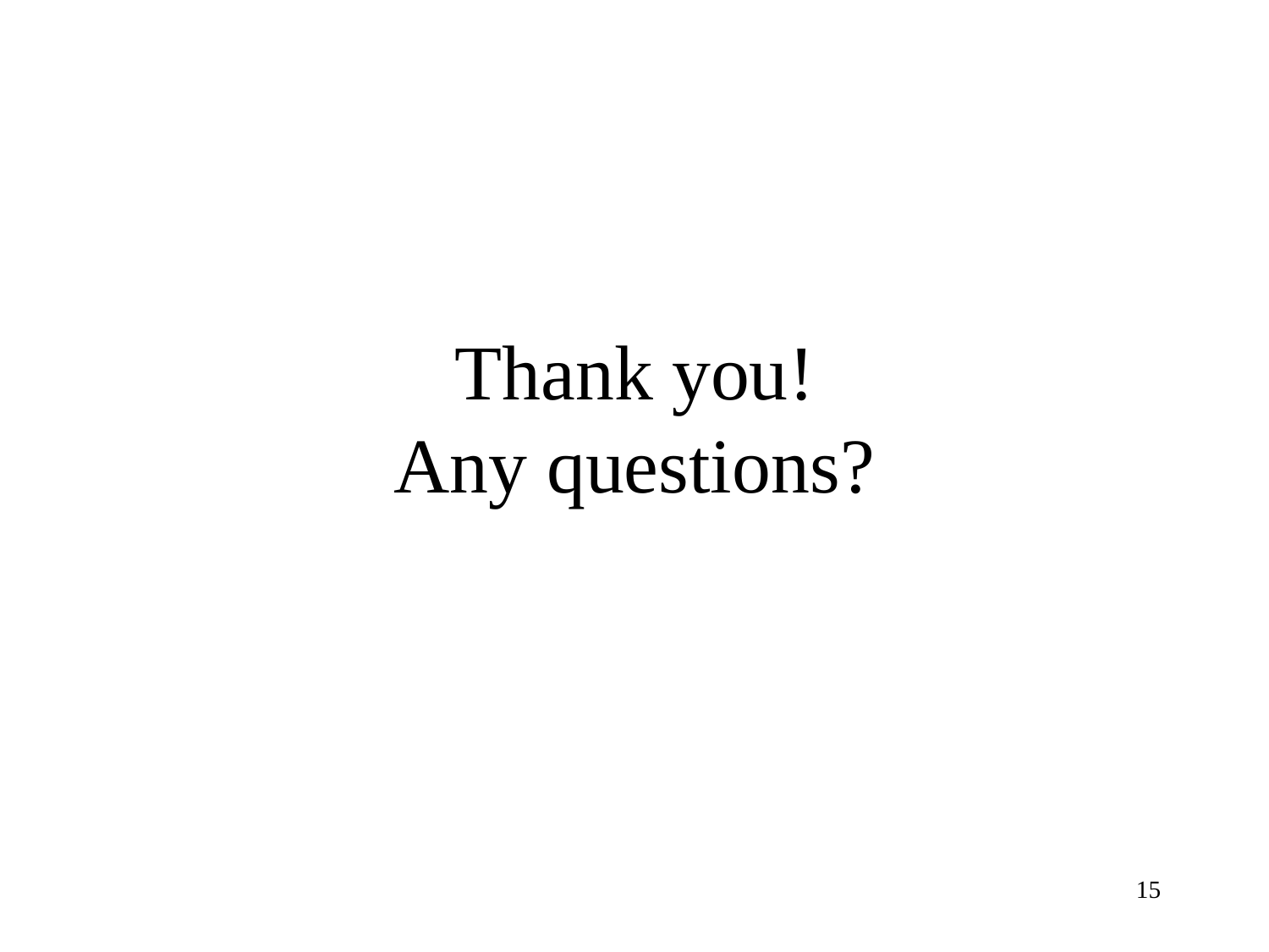Thank you!

Any questions?